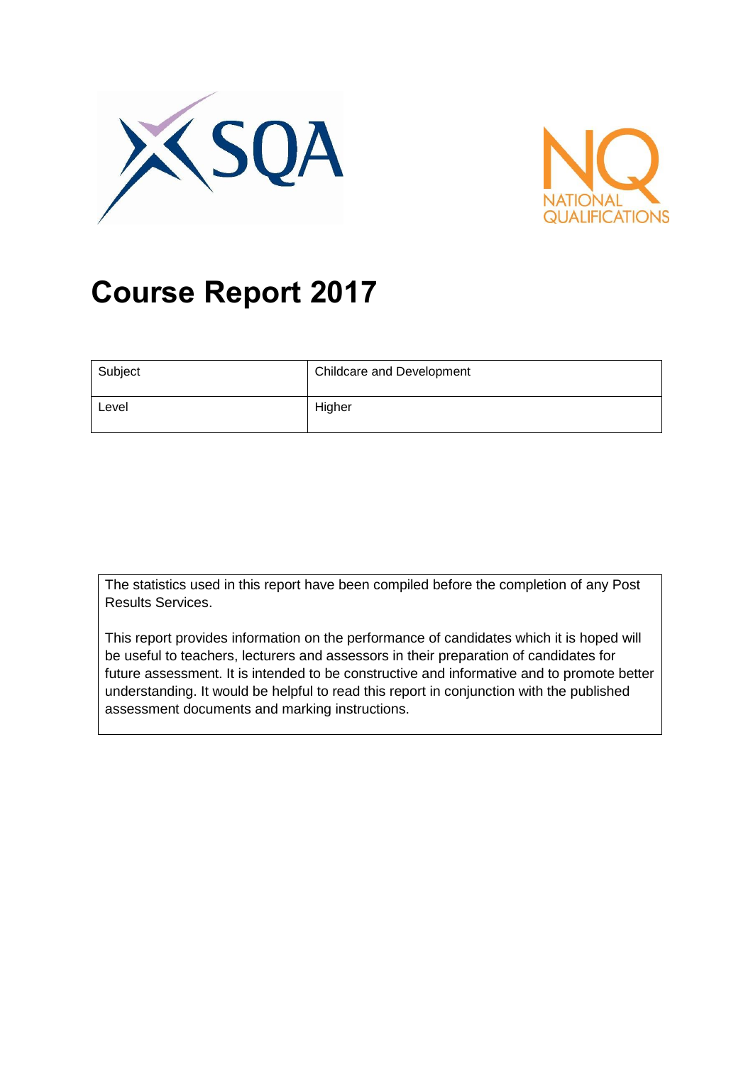# Course Report 2017

| Subject | Childcare and Development |
|---|---|
| Level | Higher |

The statistics used in this report have been compiled before the completion of any Post Results Services.

This report provides information on the performance of candidates which it is hoped will be useful to teachers, lecturers and assessors in their preparation of candidates for future assessment. It is intended to be constructive and informative and to promote better understanding. It would be helpful to read this report in conjunction with the published assessment documents and marking instructions.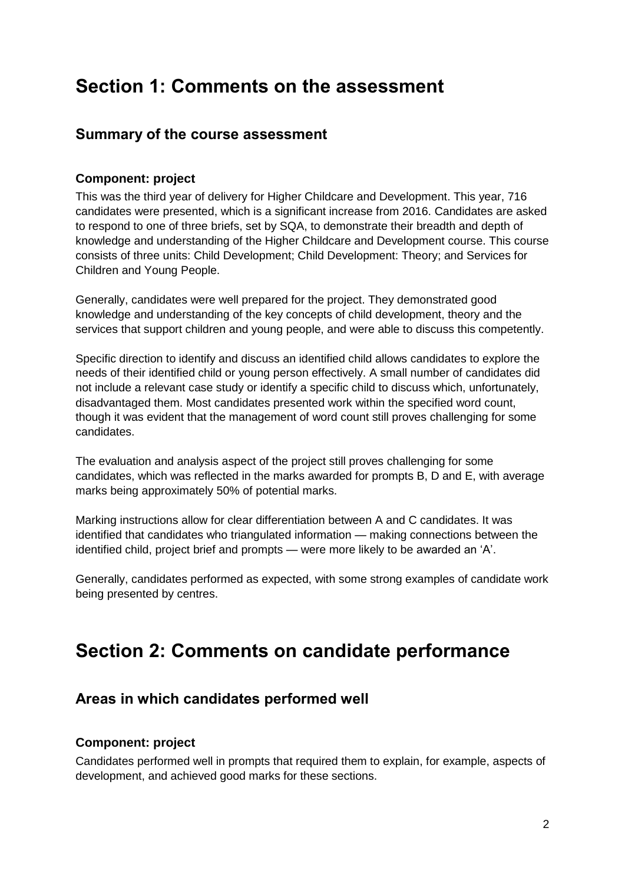# Section 1: Comments on the assessment

## Summary of the course assessment

### Component: project

This was the third year of delivery for Higher Childcare and Development. This year, 716 candidates were presented, which is a significant increase from 2016. Candidates are asked to respond to one of three briefs, set by SQA, to demonstrate their breadth and depth of knowledge and understanding of the Higher Childcare and Development course. This course consists of three units: Child Development; Child Development: Theory; and Services for Children and Young People.

Generally, candidates were well prepared for the project. They demonstrated good knowledge and understanding of the key concepts of child development, theory and the services that support children and young people, and were able to discuss this competently.

Specific direction to identify and discuss an identified child allows candidates to explore the needs of their identified child or young person effectively. A small number of candidates did not include a relevant case study or identify a specific child to discuss which, unfortunately, disadvantaged them. Most candidates presented work within the specified word count, though it was evident that the management of word count still proves challenging for some candidates.

The evaluation and analysis aspect of the project still proves challenging for some candidates, which was reflected in the marks awarded for prompts B, D and E, with average marks being approximately 50% of potential marks.

Marking instructions allow for clear differentiation between A and C candidates. It was identified that candidates who triangulated information — making connections between the identified child, project brief and prompts — were more likely to be awarded an 'A'.

Generally, candidates performed as expected, with some strong examples of candidate work being presented by centres.

# Section 2: Comments on candidate performance

## Areas in which candidates performed well

### Component: project

Candidates performed well in prompts that required them to explain, for example, aspects of development, and achieved good marks for these sections.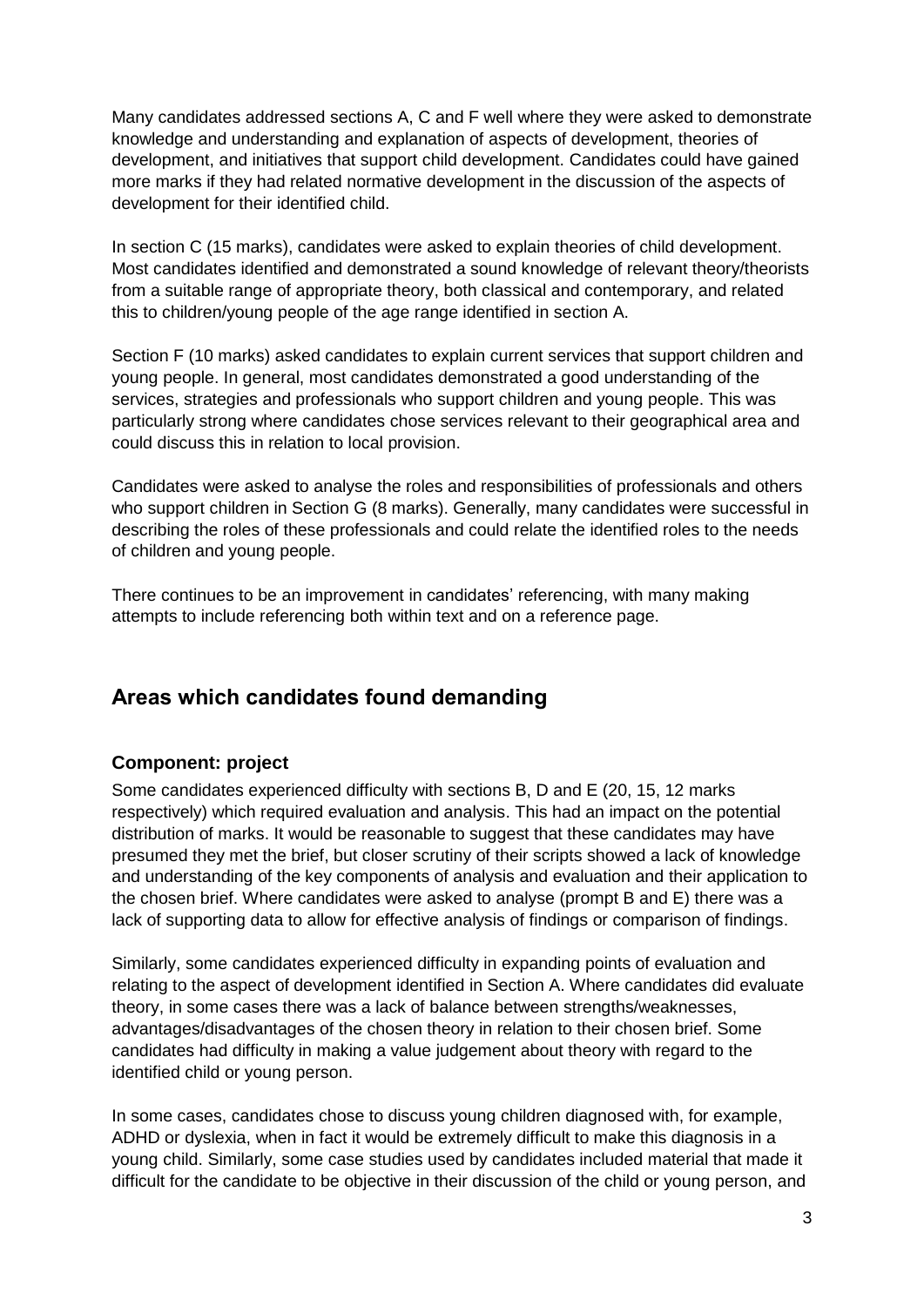Many candidates addressed sections A, C and F well where they were asked to demonstrate knowledge and understanding and explanation of aspects of development, theories of development, and initiatives that support child development. Candidates could have gained more marks if they had related normative development in the discussion of the aspects of development for their identified child.

In section C (15 marks), candidates were asked to explain theories of child development. Most candidates identified and demonstrated a sound knowledge of relevant theory/theorists from a suitable range of appropriate theory, both classical and contemporary, and related this to children/young people of the age range identified in section A.

Section F (10 marks) asked candidates to explain current services that support children and young people. In general, most candidates demonstrated a good understanding of the services, strategies and professionals who support children and young people. This was particularly strong where candidates chose services relevant to their geographical area and could discuss this in relation to local provision.

Candidates were asked to analyse the roles and responsibilities of professionals and others who support children in Section G (8 marks). Generally, many candidates were successful in describing the roles of these professionals and could relate the identified roles to the needs of children and young people.

There continues to be an improvement in candidates' referencing, with many making attempts to include referencing both within text and on a reference page.

## Areas which candidates found demanding

### Component: project

Some candidates experienced difficulty with sections B, D and E (20, 15, 12 marks respectively) which required evaluation and analysis. This had an impact on the potential distribution of marks. It would be reasonable to suggest that these candidates may have presumed they met the brief, but closer scrutiny of their scripts showed a lack of knowledge and understanding of the key components of analysis and evaluation and their application to the chosen brief. Where candidates were asked to analyse (prompt B and E) there was a lack of supporting data to allow for effective analysis of findings or comparison of findings.

Similarly, some candidates experienced difficulty in expanding points of evaluation and relating to the aspect of development identified in Section A. Where candidates did evaluate theory, in some cases there was a lack of balance between strengths/weaknesses, advantages/disadvantages of the chosen theory in relation to their chosen brief. Some candidates had difficulty in making a value judgement about theory with regard to the identified child or young person.

In some cases, candidates chose to discuss young children diagnosed with, for example, ADHD or dyslexia, when in fact it would be extremely difficult to make this diagnosis in a young child. Similarly, some case studies used by candidates included material that made it difficult for the candidate to be objective in their discussion of the child or young person, and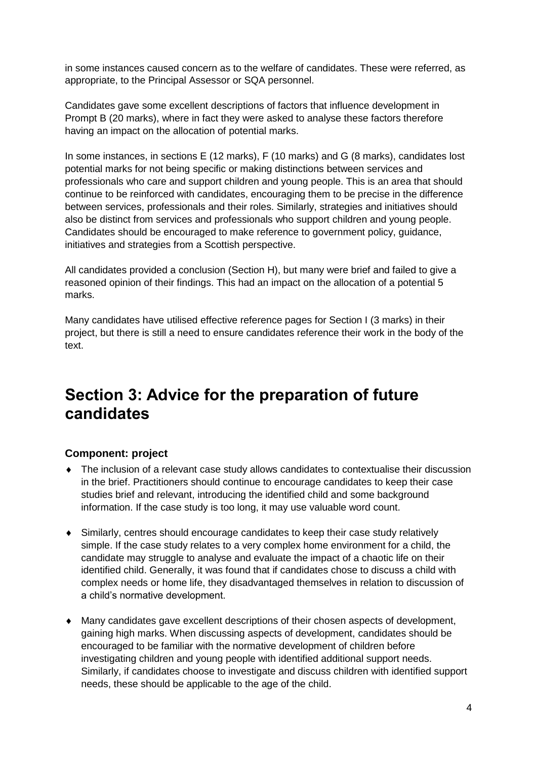in some instances caused concern as to the welfare of candidates. These were referred, as appropriate, to the Principal Assessor or SQA personnel.

Candidates gave some excellent descriptions of factors that influence development in Prompt B (20 marks), where in fact they were asked to analyse these factors therefore having an impact on the allocation of potential marks.

In some instances, in sections E (12 marks), F (10 marks) and G (8 marks), candidates lost potential marks for not being specific or making distinctions between services and professionals who care and support children and young people. This is an area that should continue to be reinforced with candidates, encouraging them to be precise in the difference between services, professionals and their roles. Similarly, strategies and initiatives should also be distinct from services and professionals who support children and young people. Candidates should be encouraged to make reference to government policy, guidance, initiatives and strategies from a Scottish perspective.

All candidates provided a conclusion (Section H), but many were brief and failed to give a reasoned opinion of their findings. This had an impact on the allocation of a potential 5 marks.

Many candidates have utilised effective reference pages for Section I (3 marks) in their project, but there is still a need to ensure candidates reference their work in the body of the text.

# Section 3: Advice for the preparation of future candidates

### Component: project

- The inclusion of a relevant case study allows candidates to contextualise their discussion in the brief. Practitioners should continue to encourage candidates to keep their case studies brief and relevant, introducing the identified child and some background information. If the case study is too long, it may use valuable word count.
- Similarly, centres should encourage candidates to keep their case study relatively simple. If the case study relates to a very complex home environment for a child, the candidate may struggle to analyse and evaluate the impact of a chaotic life on their identified child. Generally, it was found that if candidates chose to discuss a child with complex needs or home life, they disadvantaged themselves in relation to discussion of a child's normative development.
- Many candidates gave excellent descriptions of their chosen aspects of development, gaining high marks. When discussing aspects of development, candidates should be encouraged to be familiar with the normative development of children before investigating children and young people with identified additional support needs. Similarly, if candidates choose to investigate and discuss children with identified support needs, these should be applicable to the age of the child.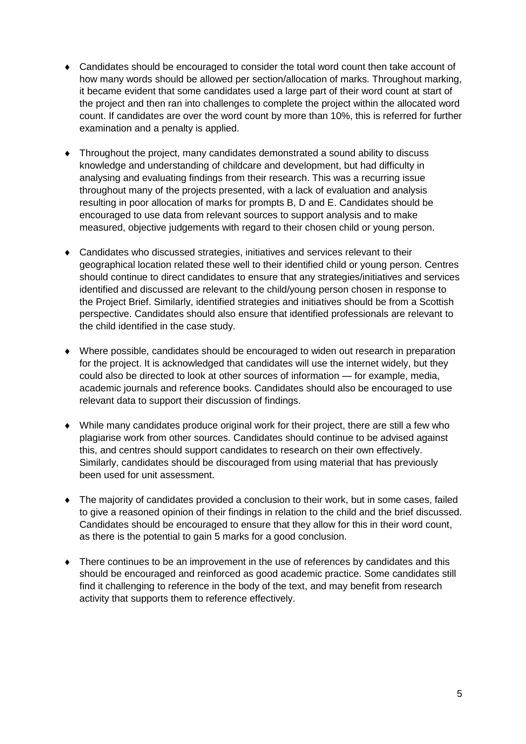- Candidates should be encouraged to consider the total word count then take account of how many words should be allowed per section/allocation of marks. Throughout marking, it became evident that some candidates used a large part of their word count at start of the project and then ran into challenges to complete the project within the allocated word count. If candidates are over the word count by more than 10%, this is referred for further examination and a penalty is applied.

- Throughout the project, many candidates demonstrated a sound ability to discuss knowledge and understanding of childcare and development, but had difficulty in analysing and evaluating findings from their research. This was a recurring issue throughout many of the projects presented, with a lack of evaluation and analysis resulting in poor allocation of marks for prompts B, D and E. Candidates should be encouraged to use data from relevant sources to support analysis and to make measured, objective judgements with regard to their chosen child or young person.

- Candidates who discussed strategies, initiatives and services relevant to their geographical location related these well to their identified child or young person. Centres should continue to direct candidates to ensure that any strategies/initiatives and services identified and discussed are relevant to the child/young person chosen in response to the Project Brief. Similarly, identified strategies and initiatives should be from a Scottish perspective. Candidates should also ensure that identified professionals are relevant to the child identified in the case study.

- Where possible, candidates should be encouraged to widen out research in preparation for the project. It is acknowledged that candidates will use the internet widely, but they could also be directed to look at other sources of information — for example, media, academic journals and reference books. Candidates should also be encouraged to use relevant data to support their discussion of findings.

- While many candidates produce original work for their project, there are still a few who plagiarise work from other sources. Candidates should continue to be advised against this, and centres should support candidates to research on their own effectively. Similarly, candidates should be discouraged from using material that has previously been used for unit assessment.

- The majority of candidates provided a conclusion to their work, but in some cases, failed to give a reasoned opinion of their findings in relation to the child and the brief discussed. Candidates should be encouraged to ensure that they allow for this in their word count, as there is the potential to gain 5 marks for a good conclusion.

- There continues to be an improvement in the use of references by candidates and this should be encouraged and reinforced as good academic practice. Some candidates still find it challenging to reference in the body of the text, and may benefit from research activity that supports them to reference effectively.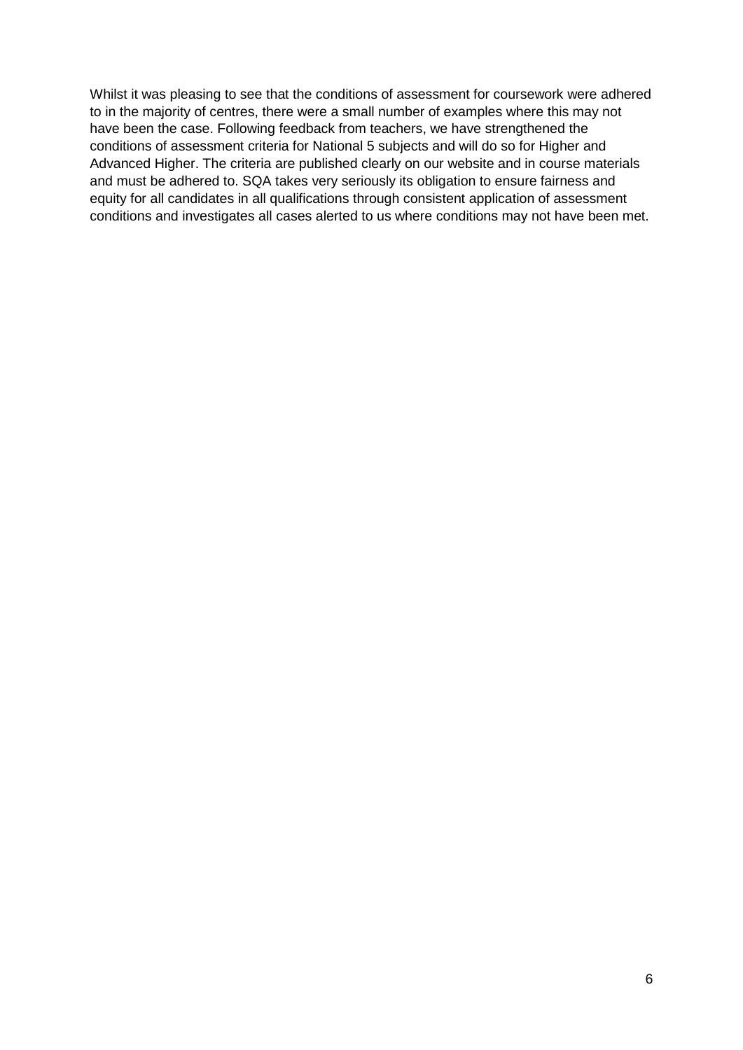Whilst it was pleasing to see that the conditions of assessment for coursework were adhered to in the majority of centres, there were a small number of examples where this may not have been the case. Following feedback from teachers, we have strengthened the conditions of assessment criteria for National 5 subjects and will do so for Higher and Advanced Higher. The criteria are published clearly on our website and in course materials and must be adhered to. SQA takes very seriously its obligation to ensure fairness and equity for all candidates in all qualifications through consistent application of assessment conditions and investigates all cases alerted to us where conditions may not have been met.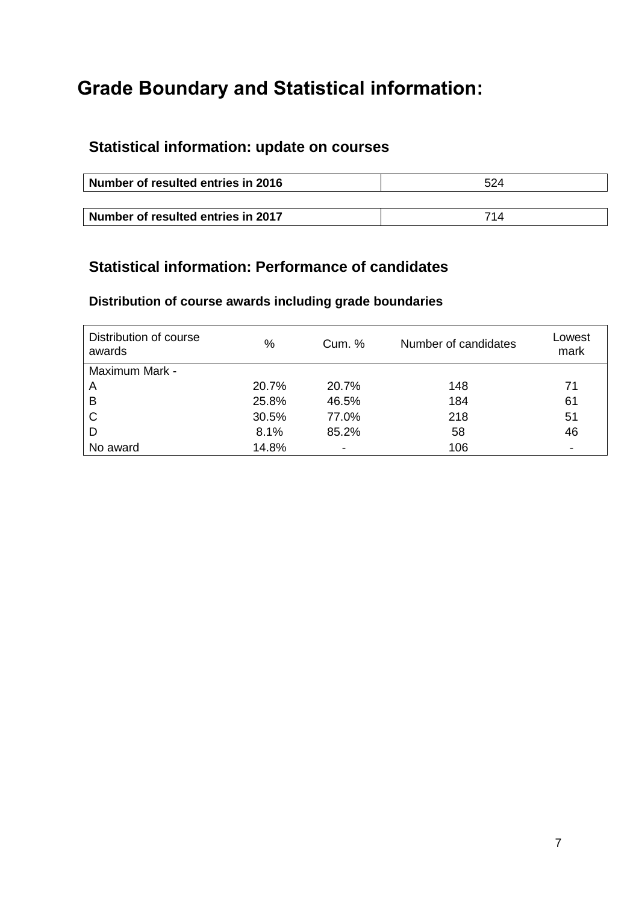# Grade Boundary and Statistical information:

## Statistical information: update on courses

| Number of resulted entries in 2016 | 524 |
|---|---|

| Number of resulted entries in 2017 | 714 |
|---|---|

## Statistical information: Performance of candidates

### Distribution of course awards including grade boundaries

| Distribution of course awards | % | Cum. % | Number of candidates | Lowest mark |
|---|---|---|---|---|
| Maximum Mark - | | | | |
| A | 20.7% | 20.7% | 148 | 71 |
| B | 25.8% | 46.5% | 184 | 61 |
| C | 30.5% | 77.0% | 218 | 51 |
| D | 8.1% | 85.2% | 58 | 46 |
| No award | 14.8% | - | 106 | - |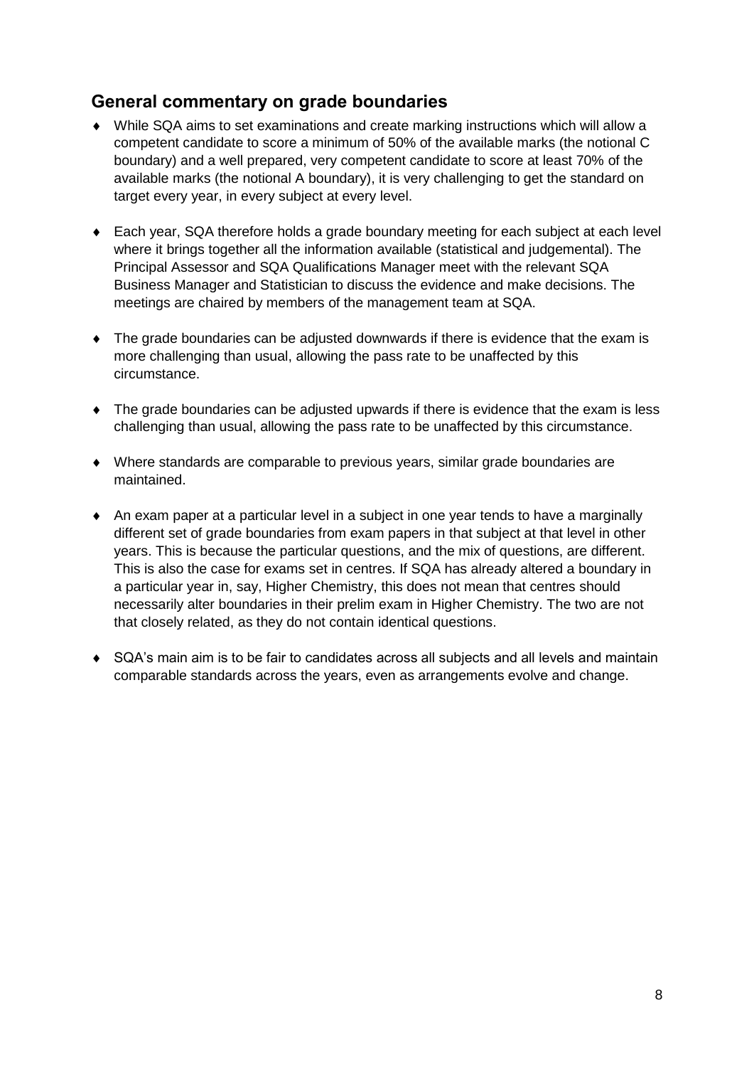## General commentary on grade boundaries

- While SQA aims to set examinations and create marking instructions which will allow a competent candidate to score a minimum of 50% of the available marks (the notional C boundary) and a well prepared, very competent candidate to score at least 70% of the available marks (the notional A boundary), it is very challenging to get the standard on target every year, in every subject at every level.

- Each year, SQA therefore holds a grade boundary meeting for each subject at each level where it brings together all the information available (statistical and judgemental). The Principal Assessor and SQA Qualifications Manager meet with the relevant SQA Business Manager and Statistician to discuss the evidence and make decisions. The meetings are chaired by members of the management team at SQA.

- The grade boundaries can be adjusted downwards if there is evidence that the exam is more challenging than usual, allowing the pass rate to be unaffected by this circumstance.

- The grade boundaries can be adjusted upwards if there is evidence that the exam is less challenging than usual, allowing the pass rate to be unaffected by this circumstance.

- Where standards are comparable to previous years, similar grade boundaries are maintained.

- An exam paper at a particular level in a subject in one year tends to have a marginally different set of grade boundaries from exam papers in that subject at that level in other years. This is because the particular questions, and the mix of questions, are different. This is also the case for exams set in centres. If SQA has already altered a boundary in a particular year in, say, Higher Chemistry, this does not mean that centres should necessarily alter boundaries in their prelim exam in Higher Chemistry. The two are not that closely related, as they do not contain identical questions.

- SQA's main aim is to be fair to candidates across all subjects and all levels and maintain comparable standards across the years, even as arrangements evolve and change.